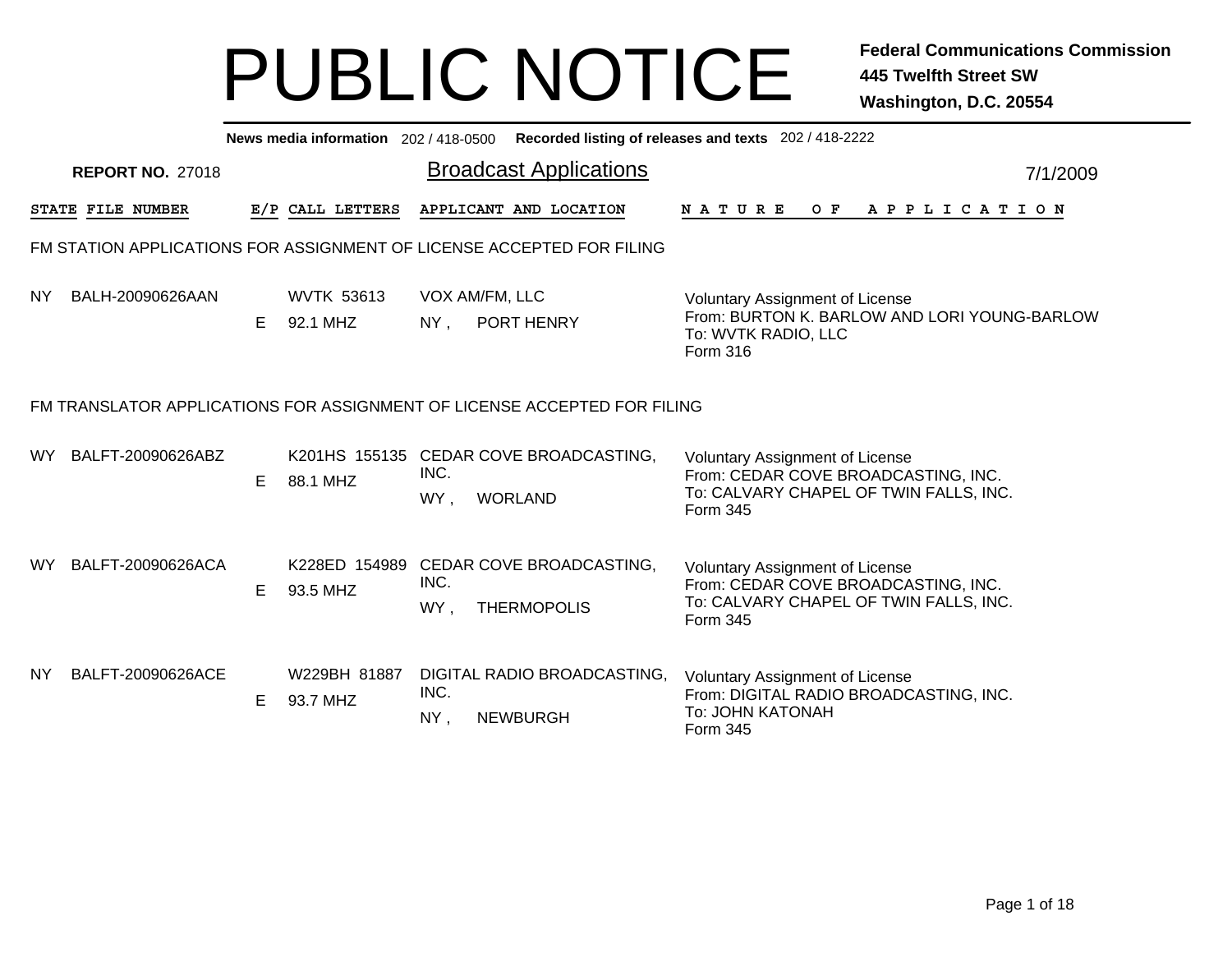# PUBLIC NOTICE

**Federal Communications Commission**
**445 Twelfth Street SW**
**Washington, D.C. 20554**

**News media information** 202 / 418-0500 **Recorded listing of releases and texts** 202 / 418-2222

**REPORT NO.** 27018

## Broadcast Applications

7/1/2009

### FM STATION APPLICATIONS FOR ASSIGNMENT OF LICENSE ACCEPTED FOR FILING

| STATE | FILE NUMBER | E/P | CALL LETTERS | APPLICANT AND LOCATION | NATURE OF APPLICATION |
|---|---|---|---|---|---|
| NY | BALH-20090626AAN | E | WVTK 53613<br>92.1 MHZ | VOX AM/FM, LLC<br>NY , PORT HENRY | Voluntary Assignment of License<br>From: BURTON K. BARLOW AND LORI YOUNG-BARLOW<br>To: WVTK RADIO, LLC<br>Form 316 |

### FM TRANSLATOR APPLICATIONS FOR ASSIGNMENT OF LICENSE ACCEPTED FOR FILING

| STATE | FILE NUMBER | E/P | CALL LETTERS | APPLICANT AND LOCATION | NATURE OF APPLICATION |
|---|---|---|---|---|---|
| WY | BALFT-20090626ABZ | E | K201HS 155135<br>88.1 MHZ | CEDAR COVE BROADCASTING, INC.<br>WY , WORLAND | Voluntary Assignment of License<br>From: CEDAR COVE BROADCASTING, INC.<br>To: CALVARY CHAPEL OF TWIN FALLS, INC.<br>Form 345 |
| WY | BALFT-20090626ACA | E | K228ED 154989<br>93.5 MHZ | CEDAR COVE BROADCASTING, INC.<br>WY , THERMOPOLIS | Voluntary Assignment of License<br>From: CEDAR COVE BROADCASTING, INC.<br>To: CALVARY CHAPEL OF TWIN FALLS, INC.<br>Form 345 |
| NY | BALFT-20090626ACE | E | W229BH 81887<br>93.7 MHZ | DIGITAL RADIO BROADCASTING, INC.<br>NY , NEWBURGH | Voluntary Assignment of License<br>From: DIGITAL RADIO BROADCASTING, INC.<br>To: JOHN KATONAH<br>Form 345 |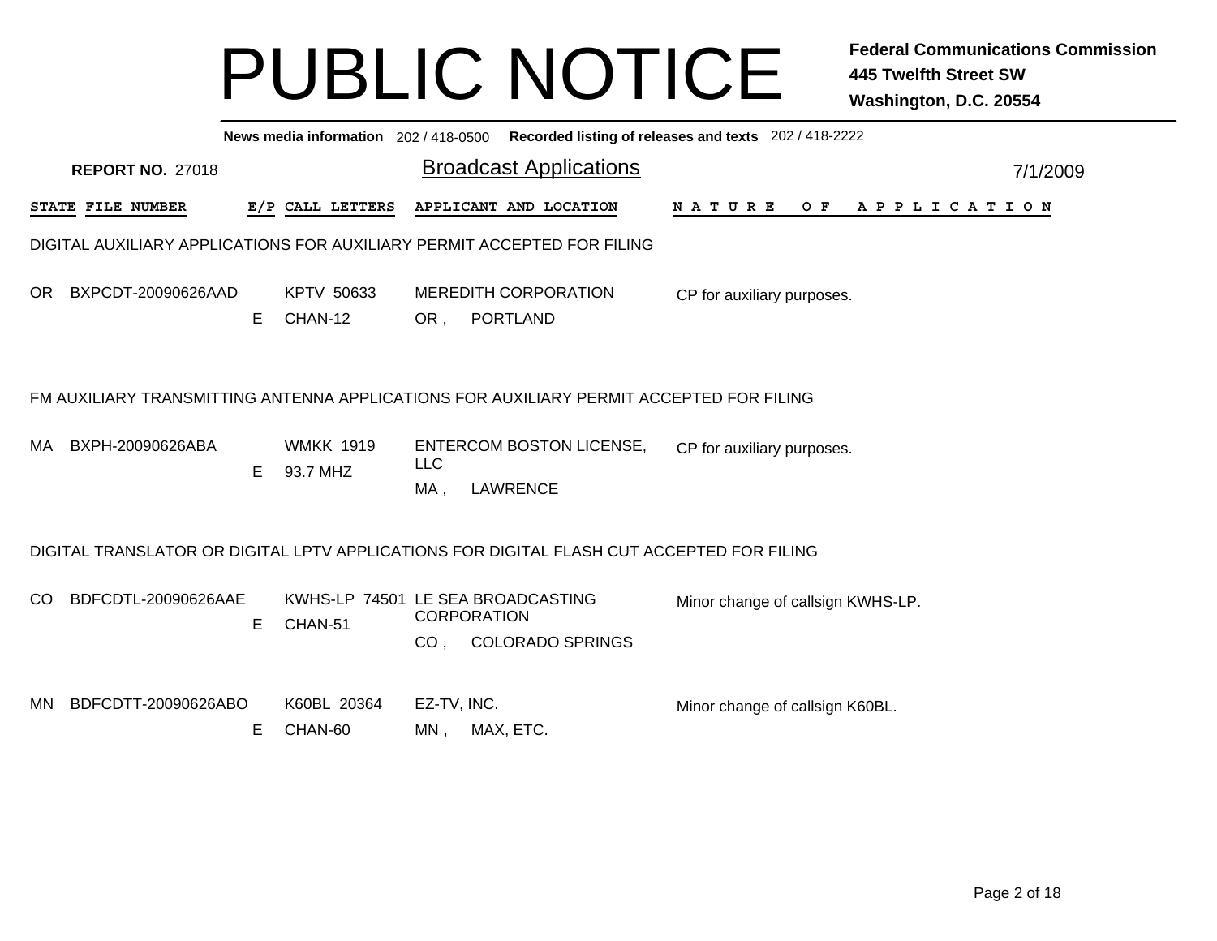# PUBLIC NOTICE

**Federal Communications Commission**
**445 Twelfth Street SW**
**Washington, D.C. 20554**

**News media information** 202 / 418-0500 **Recorded listing of releases and texts** 202 / 418-2222

**REPORT NO.** 27018

## Broadcast Applications

7/1/2009

| STATE | FILE NUMBER | E/P | CALL LETTERS | APPLICANT AND LOCATION | NATURE OF APPLICATION |
|---|---|---|---|---|---|

### DIGITAL AUXILIARY APPLICATIONS FOR AUXILIARY PERMIT ACCEPTED FOR FILING

| STATE | FILE NUMBER | E/P | CALL LETTERS | APPLICANT AND LOCATION | NATURE OF APPLICATION |
|---|---|---|---|---|---|
| OR | BXPCDT-20090626AAD | E | KPTV 50633 CHAN-12 | MEREDITH CORPORATION OR , PORTLAND | CP for auxiliary purposes. |

### FM AUXILIARY TRANSMITTING ANTENNA APPLICATIONS FOR AUXILIARY PERMIT ACCEPTED FOR FILING

| STATE | FILE NUMBER | E/P | CALL LETTERS | APPLICANT AND LOCATION | NATURE OF APPLICATION |
|---|---|---|---|---|---|
| MA | BXPH-20090626ABA | E | WMKK 1919 93.7 MHZ | ENTERCOM BOSTON LICENSE, LLC MA , LAWRENCE | CP for auxiliary purposes. |

### DIGITAL TRANSLATOR OR DIGITAL LPTV APPLICATIONS FOR DIGITAL FLASH CUT ACCEPTED FOR FILING

| STATE | FILE NUMBER | E/P | CALL LETTERS | APPLICANT AND LOCATION | NATURE OF APPLICATION |
|---|---|---|---|---|---|
| CO | BDFCDTL-20090626AAE | E | KWHS-LP 74501 CHAN-51 | LE SEA BROADCASTING CORPORATION CO , COLORADO SPRINGS | Minor change of callsign KWHS-LP. |
| MN | BDFCDTT-20090626ABO | E | K60BL 20364 CHAN-60 | EZ-TV, INC. MN , MAX, ETC. | Minor change of callsign K60BL. |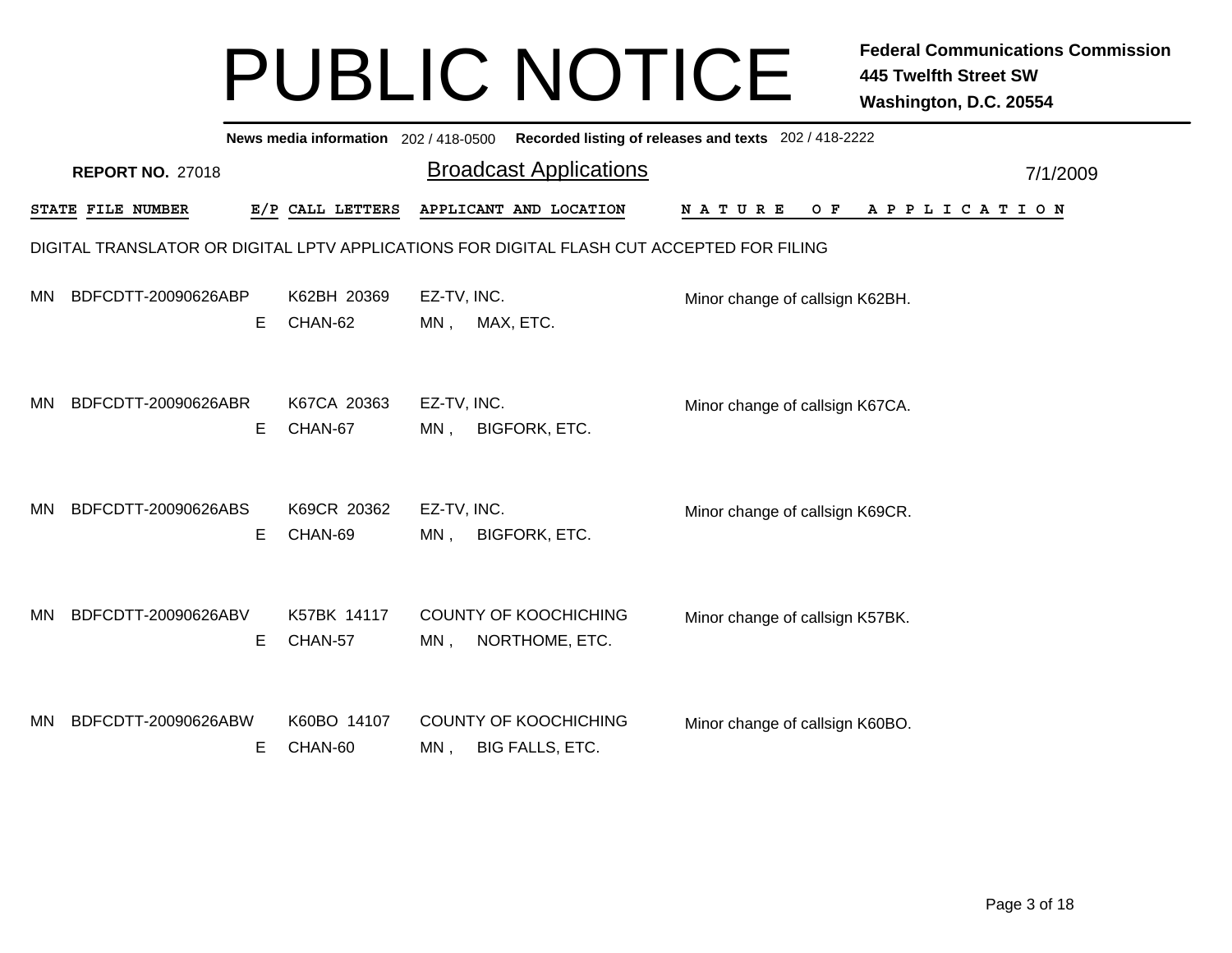# PUBLIC NOTICE

**Federal Communications Commission**
**445 Twelfth Street SW**
**Washington, D.C. 20554**

**News media information** 202 / 418-0500 **Recorded listing of releases and texts** 202 / 418-2222

**REPORT NO.** 27018

## Broadcast Applications

7/1/2009

DIGITAL TRANSLATOR OR DIGITAL LPTV APPLICATIONS FOR DIGITAL FLASH CUT ACCEPTED FOR FILING

| STATE | FILE NUMBER | E/P | CALL LETTERS | APPLICANT AND LOCATION | NATURE OF APPLICATION |
|---|---|---|---|---|---|
| MN | BDFCDTT-20090626ABP | E | K62BH 20369<br>CHAN-62 | EZ-TV, INC.<br>MN , MAX, ETC. | Minor change of callsign K62BH. |
| MN | BDFCDTT-20090626ABR | E | K67CA 20363<br>CHAN-67 | EZ-TV, INC.<br>MN , BIGFORK, ETC. | Minor change of callsign K67CA. |
| MN | BDFCDTT-20090626ABS | E | K69CR 20362<br>CHAN-69 | EZ-TV, INC.<br>MN , BIGFORK, ETC. | Minor change of callsign K69CR. |
| MN | BDFCDTT-20090626ABV | E | K57BK 14117<br>CHAN-57 | COUNTY OF KOOCHICHING<br>MN , NORTHOME, ETC. | Minor change of callsign K57BK. |
| MN | BDFCDTT-20090626ABW | E | K60BO 14107<br>CHAN-60 | COUNTY OF KOOCHICHING<br>MN , BIG FALLS, ETC. | Minor change of callsign K60BO. |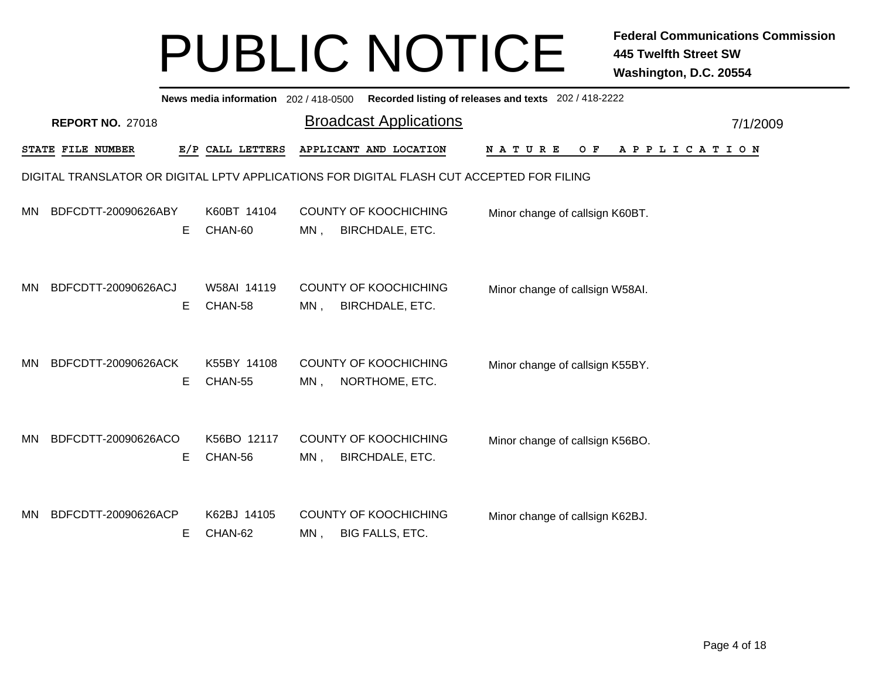# PUBLIC NOTICE

**Federal Communications Commission**
**445 Twelfth Street SW**
**Washington, D.C. 20554**

**News media information** 202 / 418-0500 **Recorded listing of releases and texts** 202 / 418-2222

**REPORT NO.** 27018

## Broadcast Applications

7/1/2009

DIGITAL TRANSLATOR OR DIGITAL LPTV APPLICATIONS FOR DIGITAL FLASH CUT ACCEPTED FOR FILING

| STATE | FILE NUMBER | E/P | CALL LETTERS | APPLICANT AND LOCATION | NATURE OF APPLICATION |
|---|---|---|---|---|---|
| MN | BDFCDTT-20090626ABY | E | K60BT 14104<br>CHAN-60 | COUNTY OF KOOCHICHING<br>MN , BIRCHDALE, ETC. | Minor change of callsign K60BT. |
| MN | BDFCDTT-20090626ACJ | E | W58AI 14119<br>CHAN-58 | COUNTY OF KOOCHICHING<br>MN , BIRCHDALE, ETC. | Minor change of callsign W58AI. |
| MN | BDFCDTT-20090626ACK | E | K55BY 14108<br>CHAN-55 | COUNTY OF KOOCHICHING<br>MN , NORTHOME, ETC. | Minor change of callsign K55BY. |
| MN | BDFCDTT-20090626ACO | E | K56BO 12117<br>CHAN-56 | COUNTY OF KOOCHICHING<br>MN , BIRCHDALE, ETC. | Minor change of callsign K56BO. |
| MN | BDFCDTT-20090626ACP | E | K62BJ 14105<br>CHAN-62 | COUNTY OF KOOCHICHING<br>MN , BIG FALLS, ETC. | Minor change of callsign K62BJ. |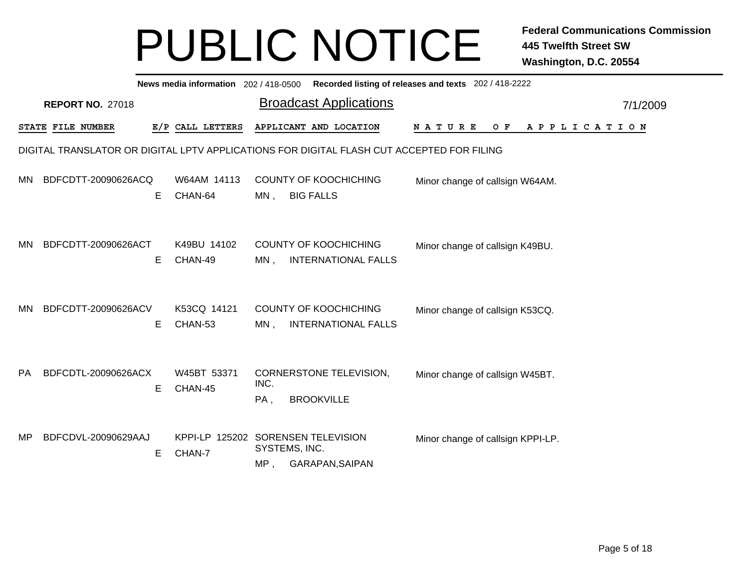# PUBLIC NOTICE

**Federal Communications Commission**
**445 Twelfth Street SW**
**Washington, D.C. 20554**

**News media information** 202 / 418-0500 **Recorded listing of releases and texts** 202 / 418-2222

**REPORT NO.** 27018

## Broadcast Applications

7/1/2009

DIGITAL TRANSLATOR OR DIGITAL LPTV APPLICATIONS FOR DIGITAL FLASH CUT ACCEPTED FOR FILING

| STATE | FILE NUMBER | E/P | CALL LETTERS | APPLICANT AND LOCATION | NATURE OF APPLICATION |
|---|---|---|---|---|---|
| MN | BDFCDTT-20090626ACQ | E | W64AM 14113<br>CHAN-64 | COUNTY OF KOOCHICHING<br>MN , BIG FALLS | Minor change of callsign W64AM. |
| MN | BDFCDTT-20090626ACT | E | K49BU 14102<br>CHAN-49 | COUNTY OF KOOCHICHING<br>MN , INTERNATIONAL FALLS | Minor change of callsign K49BU. |
| MN | BDFCDTT-20090626ACV | E | K53CQ 14121<br>CHAN-53 | COUNTY OF KOOCHICHING<br>MN , INTERNATIONAL FALLS | Minor change of callsign K53CQ. |
| PA | BDFCDTL-20090626ACX | E | W45BT 53371<br>CHAN-45 | CORNERSTONE TELEVISION, INC.<br>PA , BROOKVILLE | Minor change of callsign W45BT. |
| MP | BDFCDVL-20090629AAJ | E | KPPI-LP 125202<br>CHAN-7 | SORENSEN TELEVISION SYSTEMS, INC.<br>MP , GARAPAN,SAIPAN | Minor change of callsign KPPI-LP. |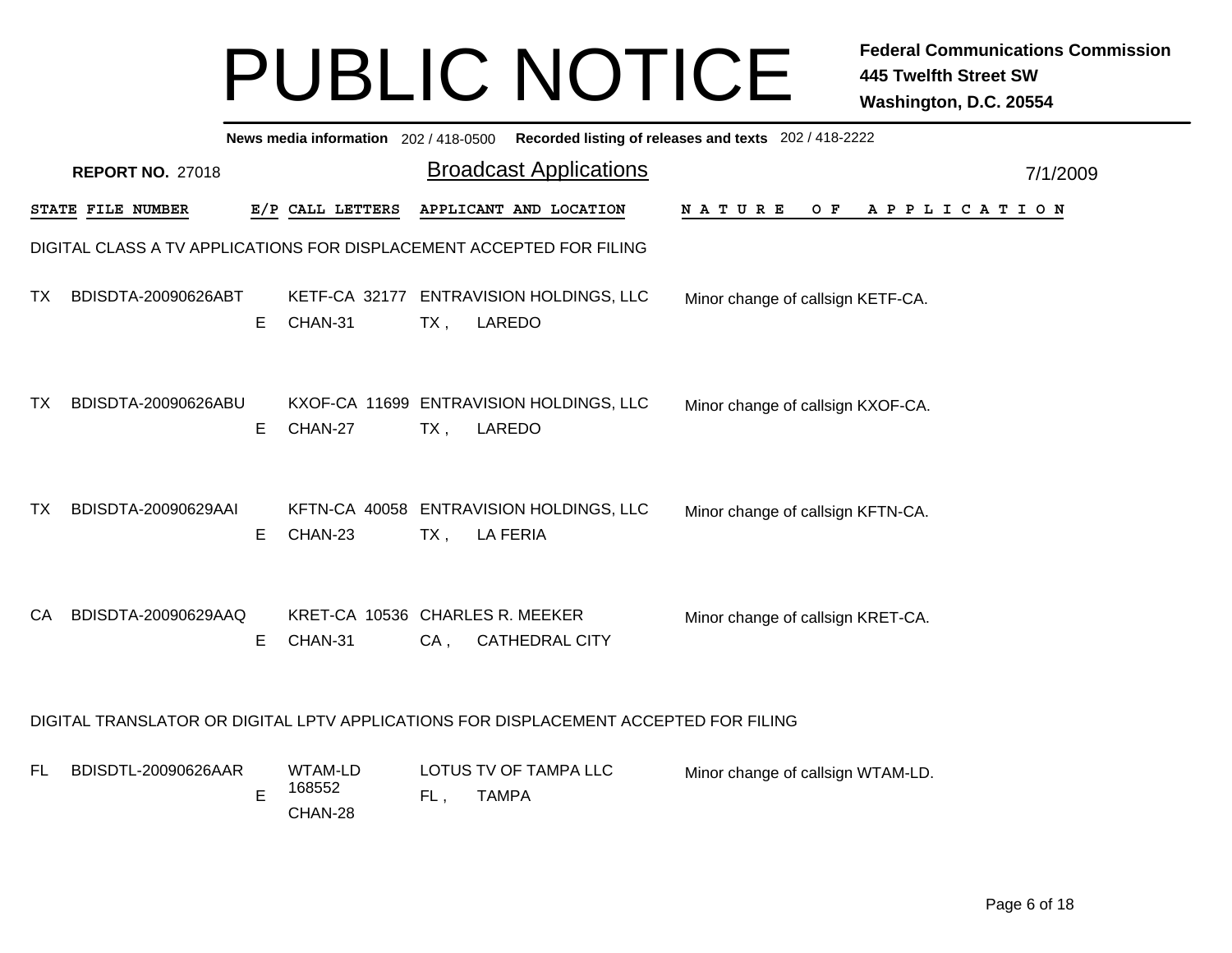# PUBLIC NOTICE

**Federal Communications Commission**
**445 Twelfth Street SW**
**Washington, D.C. 20554**

**News media information** 202 / 418-0500 **Recorded listing of releases and texts** 202 / 418-2222

**REPORT NO.** 27018

## Broadcast Applications

7/1/2009

| STATE | FILE NUMBER | E/P | CALL LETTERS | APPLICANT AND LOCATION | NATURE OF APPLICATION |
|---|---|---|---|---|---|

DIGITAL CLASS A TV APPLICATIONS FOR DISPLACEMENT ACCEPTED FOR FILING

| STATE | FILE NUMBER | E/P | CALL LETTERS | APPLICANT AND LOCATION | NATURE OF APPLICATION |
|---|---|---|---|---|---|
| TX | BDISDTA-20090626ABT | E | KETF-CA 32177 CHAN-31 | ENTRAVISION HOLDINGS, LLC TX , LAREDO | Minor change of callsign KETF-CA. |
| TX | BDISDTA-20090626ABU | E | KXOF-CA 11699 CHAN-27 | ENTRAVISION HOLDINGS, LLC TX , LAREDO | Minor change of callsign KXOF-CA. |
| TX | BDISDTA-20090629AAI | E | KFTN-CA 40058 CHAN-23 | ENTRAVISION HOLDINGS, LLC TX , LA FERIA | Minor change of callsign KFTN-CA. |
| CA | BDISDTA-20090629AAQ | E | KRET-CA 10536 CHAN-31 | CHARLES R. MEEKER CA , CATHEDRAL CITY | Minor change of callsign KRET-CA. |

DIGITAL TRANSLATOR OR DIGITAL LPTV APPLICATIONS FOR DISPLACEMENT ACCEPTED FOR FILING

| STATE | FILE NUMBER | E/P | CALL LETTERS | APPLICANT AND LOCATION | NATURE OF APPLICATION |
|---|---|---|---|---|---|
| FL | BDISDTL-20090626AAR | E | WTAM-LD 168552 CHAN-28 | LOTUS TV OF TAMPA LLC FL , TAMPA | Minor change of callsign WTAM-LD. |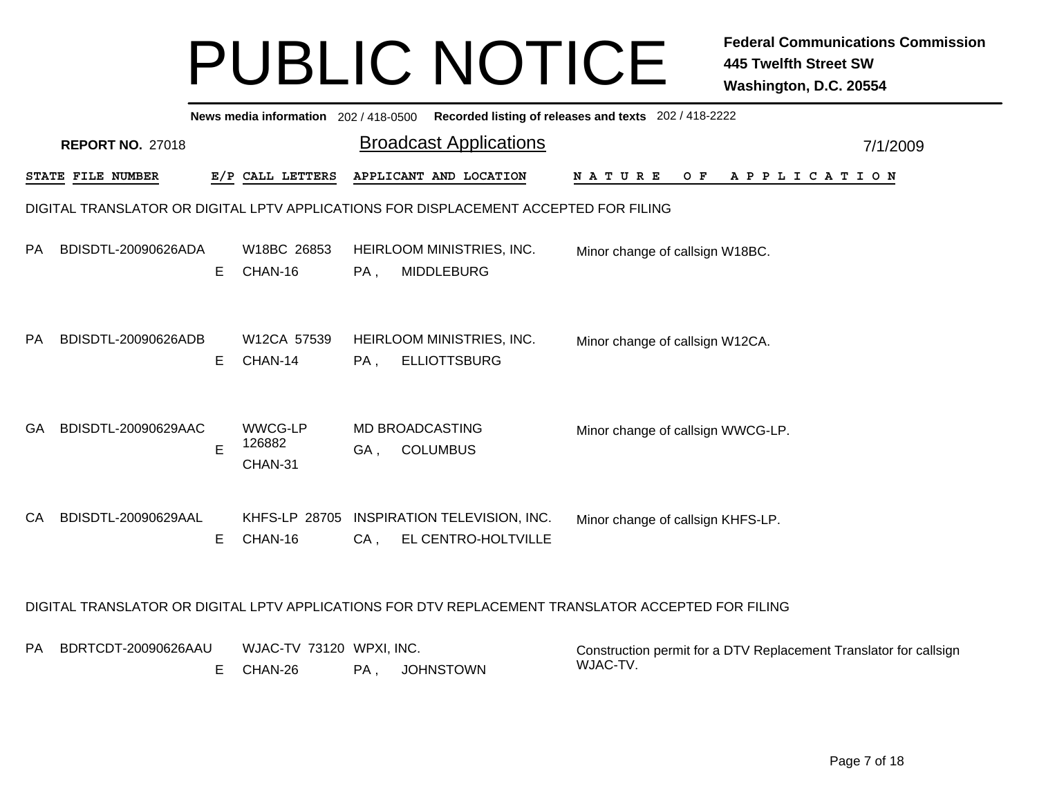# PUBLIC NOTICE

**Federal Communications Commission**
**445 Twelfth Street SW**
**Washington, D.C. 20554**

**News media information** 202 / 418-0500 **Recorded listing of releases and texts** 202 / 418-2222

**REPORT NO.** 27018

## Broadcast Applications

7/1/2009

| STATE | FILE NUMBER | E/P | CALL LETTERS | APPLICANT AND LOCATION | NATURE OF APPLICATION |
|---|---|---|---|---|---|

DIGITAL TRANSLATOR OR DIGITAL LPTV APPLICATIONS FOR DISPLACEMENT ACCEPTED FOR FILING

| STATE | FILE NUMBER | E/P | CALL LETTERS | APPLICANT AND LOCATION | NATURE OF APPLICATION |
|---|---|---|---|---|---|
| PA | BDISDTL-20090626ADA | E | W18BC 26853 CHAN-16 | HEIRLOOM MINISTRIES, INC. PA , MIDDLEBURG | Minor change of callsign W18BC. |
| PA | BDISDTL-20090626ADB | E | W12CA 57539 CHAN-14 | HEIRLOOM MINISTRIES, INC. PA , ELLIOTTSBURG | Minor change of callsign W12CA. |
| GA | BDISDTL-20090629AAC | E | WWCG-LP 126882 CHAN-31 | MD BROADCASTING GA , COLUMBUS | Minor change of callsign WWCG-LP. |
| CA | BDISDTL-20090629AAL | E | KHFS-LP 28705 CHAN-16 | INSPIRATION TELEVISION, INC. CA , EL CENTRO-HOLTVILLE | Minor change of callsign KHFS-LP. |

DIGITAL TRANSLATOR OR DIGITAL LPTV APPLICATIONS FOR DTV REPLACEMENT TRANSLATOR ACCEPTED FOR FILING

| STATE | FILE NUMBER | E/P | CALL LETTERS | APPLICANT AND LOCATION | NATURE OF APPLICATION |
|---|---|---|---|---|---|
| PA | BDRTCDT-20090626AAU | E | WJAC-TV 73120 CHAN-26 | WPXI, INC. PA , JOHNSTOWN | Construction permit for a DTV Replacement Translator for callsign WJAC-TV. |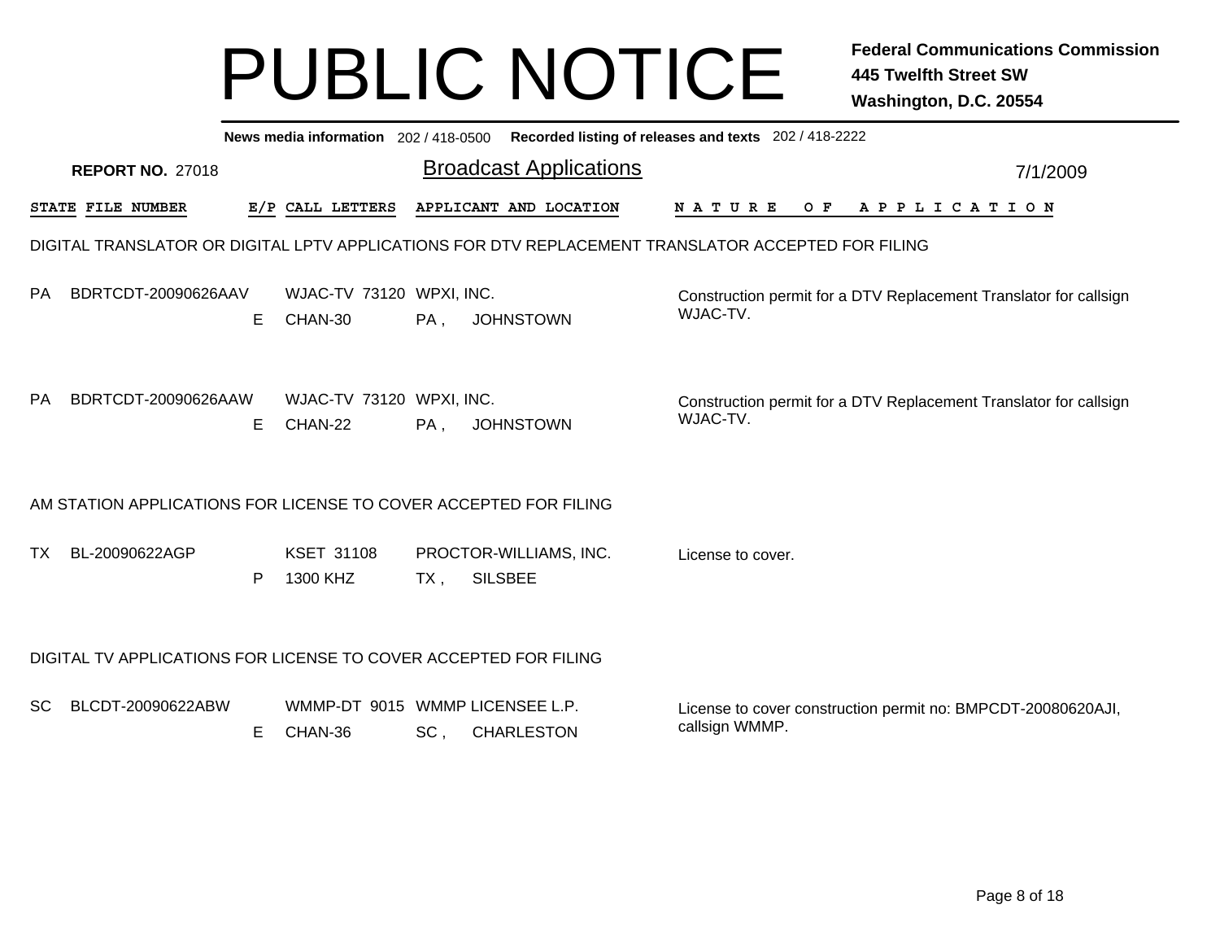# PUBLIC NOTICE

**Federal Communications Commission**
**445 Twelfth Street SW**
**Washington, D.C. 20554**

**News media information** 202 / 418-0500 **Recorded listing of releases and texts** 202 / 418-2222

**REPORT NO.** 27018

## Broadcast Applications

7/1/2009

| STATE | FILE NUMBER | E/P | CALL LETTERS | APPLICANT AND LOCATION | NATURE OF APPLICATION |
|---|---|---|---|---|---|

### DIGITAL TRANSLATOR OR DIGITAL LPTV APPLICATIONS FOR DTV REPLACEMENT TRANSLATOR ACCEPTED FOR FILING

| STATE | FILE NUMBER | E/P | CALL LETTERS | APPLICANT AND LOCATION | NATURE OF APPLICATION |
|---|---|---|---|---|---|
| PA | BDRTCDT-20090626AAV | E | WJAC-TV 73120 CHAN-30 | WPXI, INC. PA , JOHNSTOWN | Construction permit for a DTV Replacement Translator for callsign WJAC-TV. |
| PA | BDRTCDT-20090626AAW | E | WJAC-TV 73120 CHAN-22 | WPXI, INC. PA , JOHNSTOWN | Construction permit for a DTV Replacement Translator for callsign WJAC-TV. |

### AM STATION APPLICATIONS FOR LICENSE TO COVER ACCEPTED FOR FILING

| STATE | FILE NUMBER | E/P | CALL LETTERS | APPLICANT AND LOCATION | NATURE OF APPLICATION |
|---|---|---|---|---|---|
| TX | BL-20090622AGP | P | KSET 31108 1300 KHZ | PROCTOR-WILLIAMS, INC. TX , SILSBEE | License to cover. |

### DIGITAL TV APPLICATIONS FOR LICENSE TO COVER ACCEPTED FOR FILING

| STATE | FILE NUMBER | E/P | CALL LETTERS | APPLICANT AND LOCATION | NATURE OF APPLICATION |
|---|---|---|---|---|---|
| SC | BLCDT-20090622ABW | E | WMMP-DT 9015 CHAN-36 | WMMP LICENSEE L.P. SC , CHARLESTON | License to cover construction permit no: BMPCDT-20080620AJI, callsign WMMP. |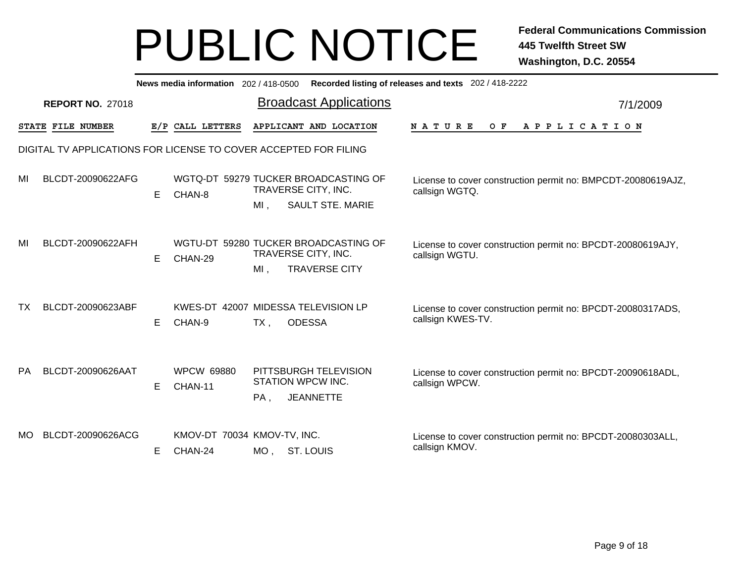# PUBLIC NOTICE

**Federal Communications Commission**
**445 Twelfth Street SW**
**Washington, D.C. 20554**

**News media information** 202 / 418-0500 **Recorded listing of releases and texts** 202 / 418-2222

**REPORT NO.** 27018

## Broadcast Applications

7/1/2009

DIGITAL TV APPLICATIONS FOR LICENSE TO COVER ACCEPTED FOR FILING

| STATE | FILE NUMBER | E/P | CALL LETTERS | APPLICANT AND LOCATION | NATURE OF APPLICATION |
|---|---|---|---|---|---|
| MI | BLCDT-20090622AFG | E | WGTQ-DT 59279 CHAN-8 | TUCKER BROADCASTING OF TRAVERSE CITY, INC. MI , SAULT STE. MARIE | License to cover construction permit no: BMPCDT-20080619AJZ, callsign WGTQ. |
| MI | BLCDT-20090622AFH | E | WGTU-DT 59280 CHAN-29 | TUCKER BROADCASTING OF TRAVERSE CITY, INC. MI , TRAVERSE CITY | License to cover construction permit no: BPCDT-20080619AJY, callsign WGTU. |
| TX | BLCDT-20090623ABF | E | KWES-DT 42007 CHAN-9 | MIDESSA TELEVISION LP TX , ODESSA | License to cover construction permit no: BPCDT-20080317ADS, callsign KWES-TV. |
| PA | BLCDT-20090626AAT | E | WPCW 69880 CHAN-11 | PITTSBURGH TELEVISION STATION WPCW INC. PA , JEANNETTE | License to cover construction permit no: BPCDT-20090618ADL, callsign WPCW. |
| MO | BLCDT-20090626ACG | E | KMOV-DT 70034 CHAN-24 | KMOV-TV, INC. MO , ST. LOUIS | License to cover construction permit no: BPCDT-20080303ALL, callsign KMOV. |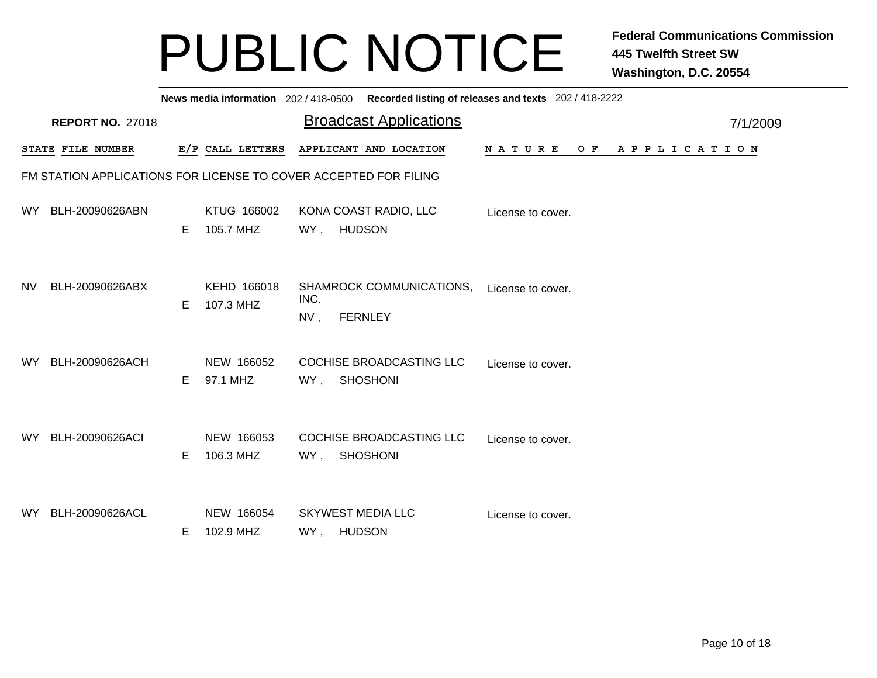# PUBLIC NOTICE

**Federal Communications Commission**
**445 Twelfth Street SW**
**Washington, D.C. 20554**

**News media information** 202 / 418-0500 **Recorded listing of releases and texts** 202 / 418-2222

**REPORT NO.** 27018

## Broadcast Applications

7/1/2009

FM STATION APPLICATIONS FOR LICENSE TO COVER ACCEPTED FOR FILING

| STATE | FILE NUMBER | E/P | CALL LETTERS | APPLICANT AND LOCATION | NATURE OF APPLICATION |
|---|---|---|---|---|---|
| WY | BLH-20090626ABN | E | KTUG 166002<br>105.7 MHZ | KONA COAST RADIO, LLC<br>WY , HUDSON | License to cover. |
| NV | BLH-20090626ABX | E | KEHD 166018<br>107.3 MHZ | SHAMROCK COMMUNICATIONS, INC.<br>NV , FERNLEY | License to cover. |
| WY | BLH-20090626ACH | E | NEW 166052<br>97.1 MHZ | COCHISE BROADCASTING LLC<br>WY , SHOSHONI | License to cover. |
| WY | BLH-20090626ACI | E | NEW 166053<br>106.3 MHZ | COCHISE BROADCASTING LLC<br>WY , SHOSHONI | License to cover. |
| WY | BLH-20090626ACL | E | NEW 166054<br>102.9 MHZ | SKYWEST MEDIA LLC<br>WY , HUDSON | License to cover. |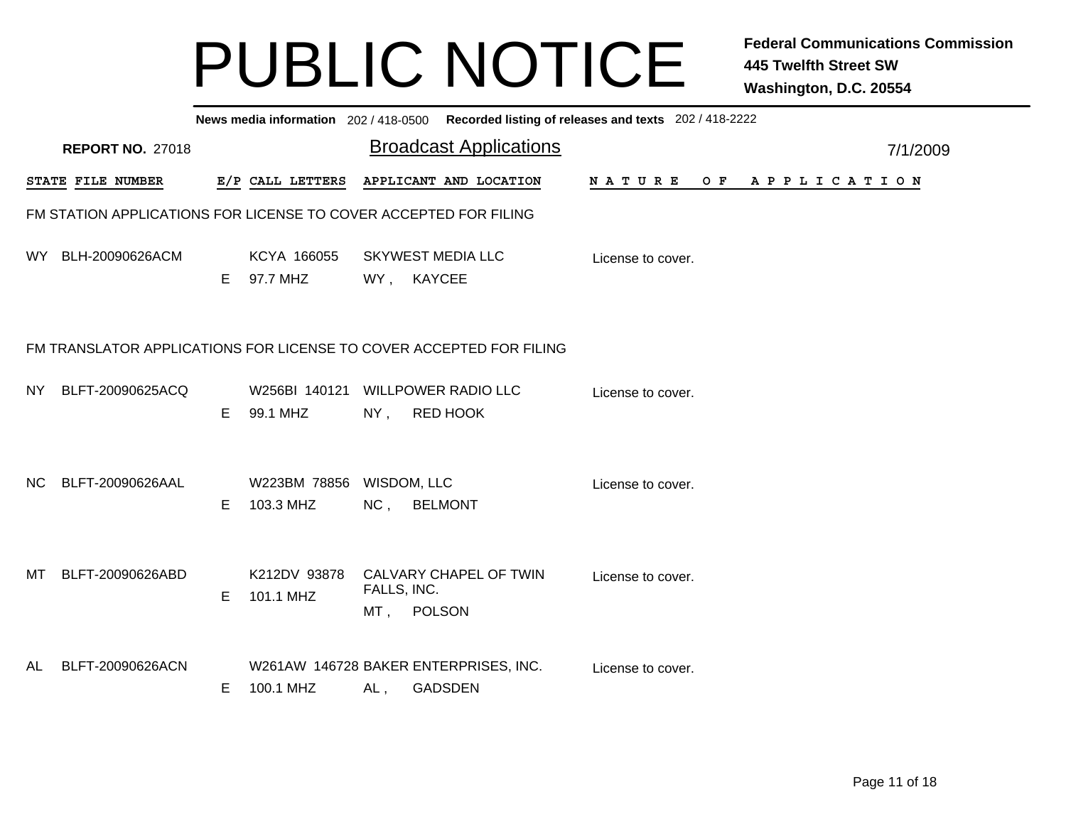# PUBLIC NOTICE

**Federal Communications Commission**
**445 Twelfth Street SW**
**Washington, D.C. 20554**

**News media information** 202 / 418-0500 **Recorded listing of releases and texts** 202 / 418-2222

**REPORT NO.** 27018

## Broadcast Applications

7/1/2009

### FM STATION APPLICATIONS FOR LICENSE TO COVER ACCEPTED FOR FILING

| STATE | FILE NUMBER | E/P | CALL LETTERS | APPLICANT AND LOCATION | NATURE OF APPLICATION |
|---|---|---|---|---|---|
| WY | BLH-20090626ACM | E | KCYA 166055<br>97.7 MHZ | SKYWEST MEDIA LLC<br>WY , KAYCEE | License to cover. |

### FM TRANSLATOR APPLICATIONS FOR LICENSE TO COVER ACCEPTED FOR FILING

| STATE | FILE NUMBER | E/P | CALL LETTERS | APPLICANT AND LOCATION | NATURE OF APPLICATION |
|---|---|---|---|---|---|
| NY | BLFT-20090625ACQ | E | W256BI 140121<br>99.1 MHZ | WILLPOWER RADIO LLC<br>NY , RED HOOK | License to cover. |
| NC | BLFT-20090626AAL | E | W223BM 78856<br>103.3 MHZ | WISDOM, LLC<br>NC , BELMONT | License to cover. |
| MT | BLFT-20090626ABD | E | K212DV 93878<br>101.1 MHZ | CALVARY CHAPEL OF TWIN FALLS, INC.<br>MT , POLSON | License to cover. |
| AL | BLFT-20090626ACN | E | W261AW 146728<br>100.1 MHZ | BAKER ENTERPRISES, INC.<br>AL , GADSDEN | License to cover. |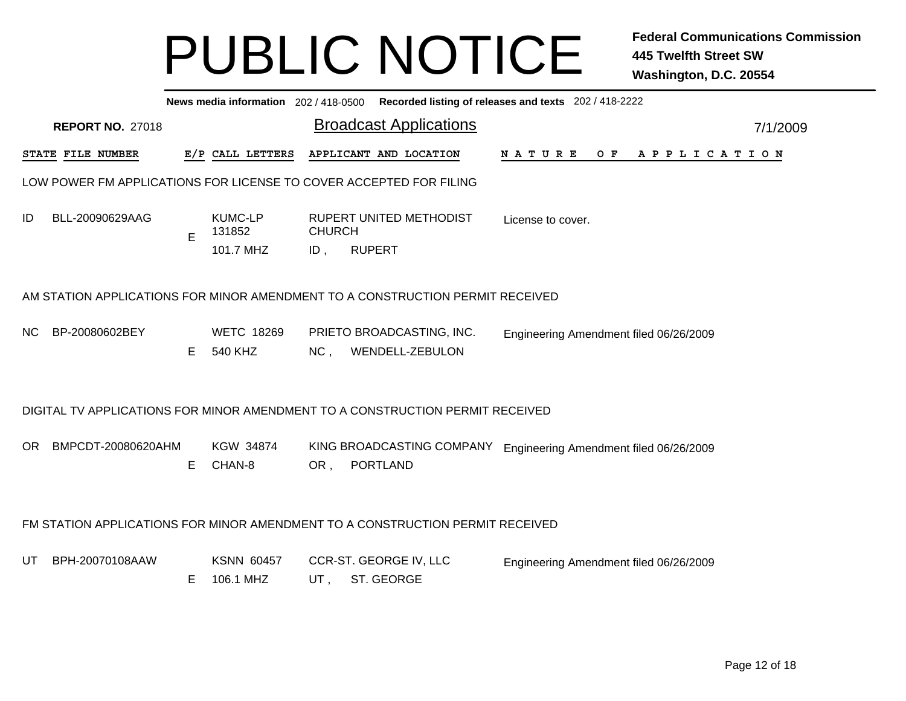# PUBLIC NOTICE

**Federal Communications Commission**
**445 Twelfth Street SW**
**Washington, D.C. 20554**

**News media information** 202 / 418-0500 **Recorded listing of releases and texts** 202 / 418-2222

**REPORT NO.** 27018

## Broadcast Applications

7/1/2009

| STATE | FILE NUMBER | E/P | CALL LETTERS | APPLICANT AND LOCATION | NATURE OF APPLICATION |
|---|---|---|---|---|---|

### LOW POWER FM APPLICATIONS FOR LICENSE TO COVER ACCEPTED FOR FILING

| STATE | FILE NUMBER | E/P | CALL LETTERS | APPLICANT AND LOCATION | NATURE OF APPLICATION |
|---|---|---|---|---|---|
| ID | BLL-20090629AAG | E | KUMC-LP 131852 101.7 MHZ | RUPERT UNITED METHODIST CHURCH ID , RUPERT | License to cover. |

### AM STATION APPLICATIONS FOR MINOR AMENDMENT TO A CONSTRUCTION PERMIT RECEIVED

| STATE | FILE NUMBER | E/P | CALL LETTERS | APPLICANT AND LOCATION | NATURE OF APPLICATION |
|---|---|---|---|---|---|
| NC | BP-20080602BEY | E | WETC 18269 540 KHZ | PRIETO BROADCASTING, INC. NC , WENDELL-ZEBULON | Engineering Amendment filed 06/26/2009 |

### DIGITAL TV APPLICATIONS FOR MINOR AMENDMENT TO A CONSTRUCTION PERMIT RECEIVED

| STATE | FILE NUMBER | E/P | CALL LETTERS | APPLICANT AND LOCATION | NATURE OF APPLICATION |
|---|---|---|---|---|---|
| OR | BMPCDT-20080620AHM | E | KGW 34874 CHAN-8 | KING BROADCASTING COMPANY OR , PORTLAND | Engineering Amendment filed 06/26/2009 |

### FM STATION APPLICATIONS FOR MINOR AMENDMENT TO A CONSTRUCTION PERMIT RECEIVED

| STATE | FILE NUMBER | E/P | CALL LETTERS | APPLICANT AND LOCATION | NATURE OF APPLICATION |
|---|---|---|---|---|---|
| UT | BPH-20070108AAW | E | KSNN 60457 106.1 MHZ | CCR-ST. GEORGE IV, LLC UT , ST. GEORGE | Engineering Amendment filed 06/26/2009 |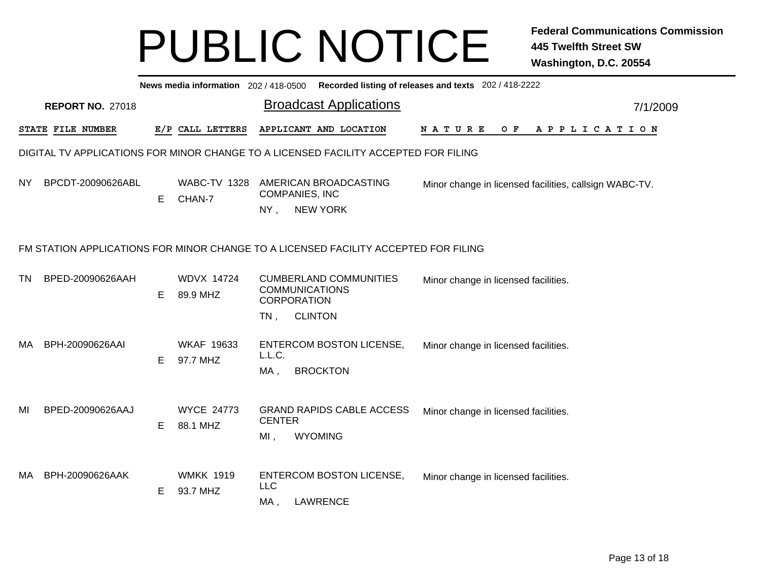# PUBLIC NOTICE

**Federal Communications Commission**
**445 Twelfth Street SW**
**Washington, D.C. 20554**

**News media information** 202 / 418-0500 **Recorded listing of releases and texts** 202 / 418-2222

**REPORT NO.** 27018

## Broadcast Applications

7/1/2009

### DIGITAL TV APPLICATIONS FOR MINOR CHANGE TO A LICENSED FACILITY ACCEPTED FOR FILING

| STATE | FILE NUMBER | E/P | CALL LETTERS | APPLICANT AND LOCATION | NATURE OF APPLICATION |
|---|---|---|---|---|---|
| NY | BPCDT-20090626ABL | E | WABC-TV 1328<br>CHAN-7 | AMERICAN BROADCASTING COMPANIES, INC<br>NY , NEW YORK | Minor change in licensed facilities, callsign WABC-TV. |

### FM STATION APPLICATIONS FOR MINOR CHANGE TO A LICENSED FACILITY ACCEPTED FOR FILING

| STATE | FILE NUMBER | E/P | CALL LETTERS | APPLICANT AND LOCATION | NATURE OF APPLICATION |
|---|---|---|---|---|---|
| TN | BPED-20090626AAH | E | WDVX 14724<br>89.9 MHZ | CUMBERLAND COMMUNITIES COMMUNICATIONS CORPORATION<br>TN , CLINTON | Minor change in licensed facilities. |
| MA | BPH-20090626AAI | E | WKAF 19633<br>97.7 MHZ | ENTERCOM BOSTON LICENSE, L.L.C.<br>MA , BROCKTON | Minor change in licensed facilities. |
| MI | BPED-20090626AAJ | E | WYCE 24773<br>88.1 MHZ | GRAND RAPIDS CABLE ACCESS CENTER<br>MI , WYOMING | Minor change in licensed facilities. |
| MA | BPH-20090626AAK | E | WMKK 1919<br>93.7 MHZ | ENTERCOM BOSTON LICENSE, LLC<br>MA , LAWRENCE | Minor change in licensed facilities. |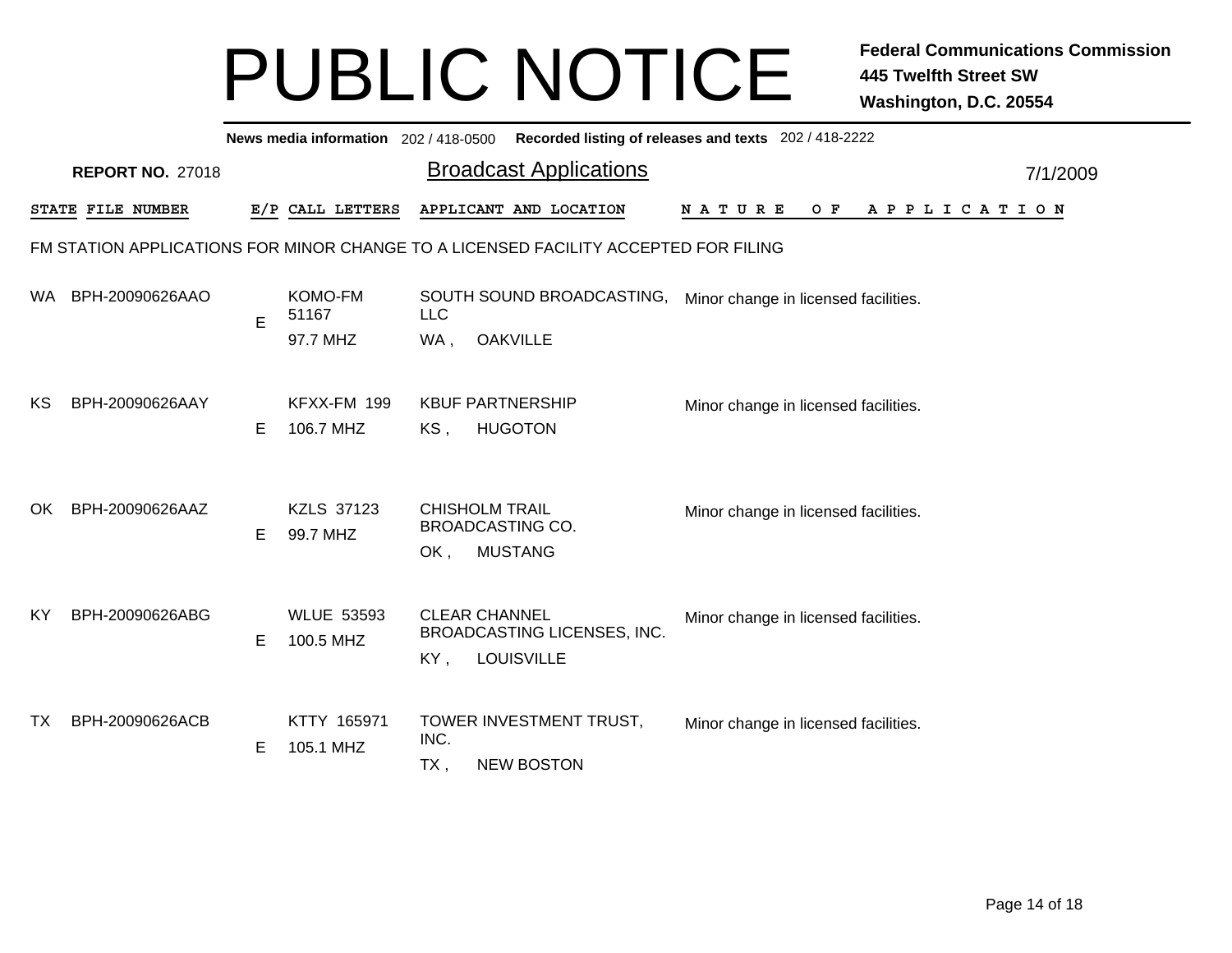# PUBLIC NOTICE

**Federal Communications Commission**
**445 Twelfth Street SW**
**Washington, D.C. 20554**

**News media information** 202 / 418-0500 **Recorded listing of releases and texts** 202 / 418-2222

**REPORT NO.** 27018

## Broadcast Applications

7/1/2009

FM STATION APPLICATIONS FOR MINOR CHANGE TO A LICENSED FACILITY ACCEPTED FOR FILING

| STATE | FILE NUMBER | E/P | CALL LETTERS | APPLICANT AND LOCATION | NATURE OF APPLICATION |
|---|---|---|---|---|---|
| WA | BPH-20090626AAO | E | KOMO-FM 51167 97.7 MHZ | SOUTH SOUND BROADCASTING, LLC WA , OAKVILLE | Minor change in licensed facilities. |
| KS | BPH-20090626AAY | E | KFXX-FM 199 106.7 MHZ | KBUF PARTNERSHIP KS , HUGOTON | Minor change in licensed facilities. |
| OK | BPH-20090626AAZ | E | KZLS 37123 99.7 MHZ | CHISHOLM TRAIL BROADCASTING CO. OK , MUSTANG | Minor change in licensed facilities. |
| KY | BPH-20090626ABG | E | WLUE 53593 100.5 MHZ | CLEAR CHANNEL BROADCASTING LICENSES, INC. KY , LOUISVILLE | Minor change in licensed facilities. |
| TX | BPH-20090626ACB | E | KTTY 165971 105.1 MHZ | TOWER INVESTMENT TRUST, INC. TX , NEW BOSTON | Minor change in licensed facilities. |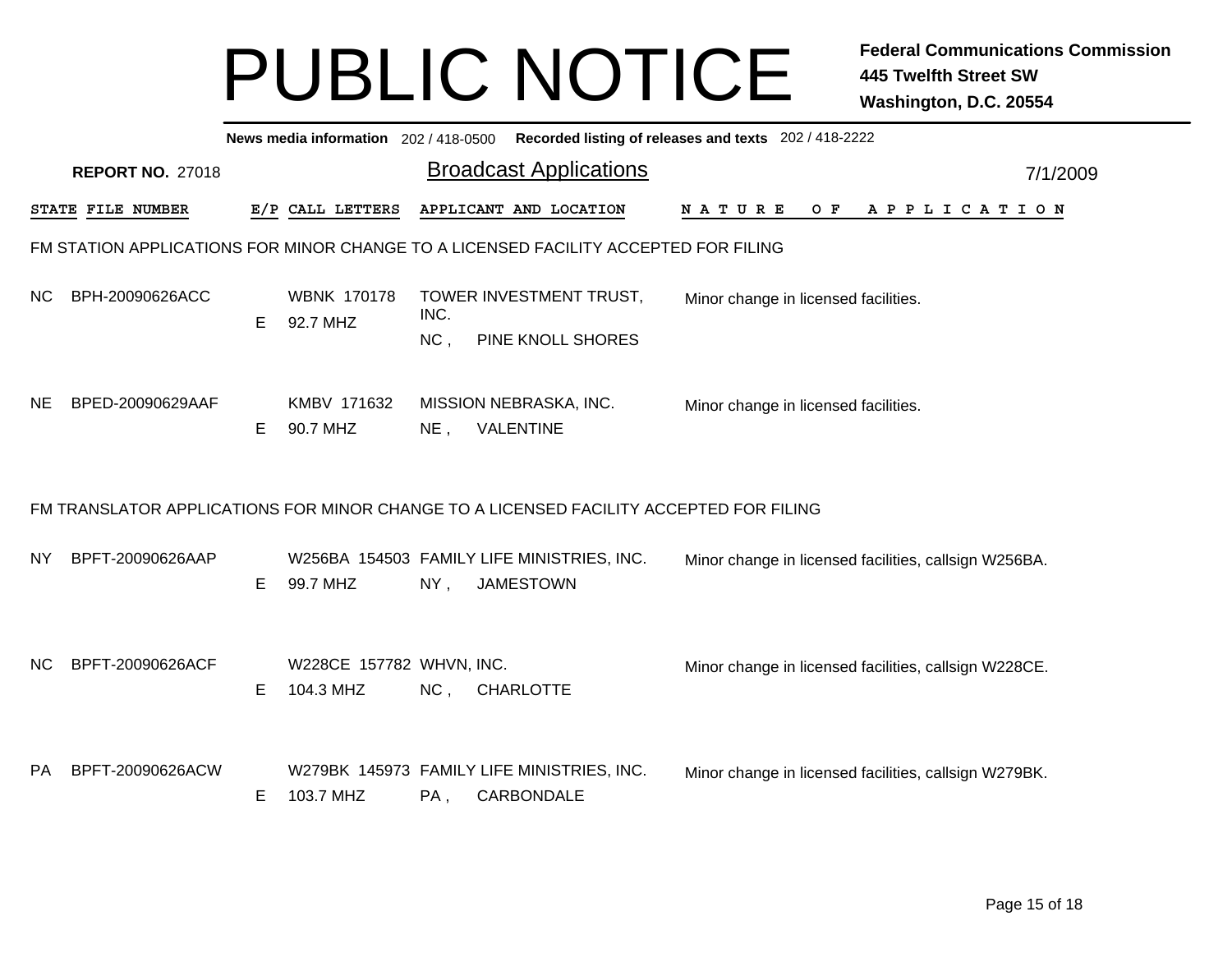# PUBLIC NOTICE

**Federal Communications Commission**
**445 Twelfth Street SW**
**Washington, D.C. 20554**

**News media information** 202 / 418-0500 **Recorded listing of releases and texts** 202 / 418-2222

**REPORT NO.** 27018

## Broadcast Applications

7/1/2009

### FM STATION APPLICATIONS FOR MINOR CHANGE TO A LICENSED FACILITY ACCEPTED FOR FILING

| STATE | FILE NUMBER | E/P | CALL LETTERS | APPLICANT AND LOCATION | NATURE OF APPLICATION |
|---|---|---|---|---|---|
| NC | BPH-20090626ACC | E | WBNK 170178<br>92.7 MHZ | TOWER INVESTMENT TRUST, INC.<br>NC , PINE KNOLL SHORES | Minor change in licensed facilities. |
| NE | BPED-20090629AAF | E | KMBV 171632<br>90.7 MHZ | MISSION NEBRASKA, INC.<br>NE , VALENTINE | Minor change in licensed facilities. |

### FM TRANSLATOR APPLICATIONS FOR MINOR CHANGE TO A LICENSED FACILITY ACCEPTED FOR FILING

| STATE | FILE NUMBER | E/P | CALL LETTERS | APPLICANT AND LOCATION | NATURE OF APPLICATION |
|---|---|---|---|---|---|
| NY | BPFT-20090626AAP | E | W256BA 154503<br>99.7 MHZ | FAMILY LIFE MINISTRIES, INC.<br>NY , JAMESTOWN | Minor change in licensed facilities, callsign W256BA. |
| NC | BPFT-20090626ACF | E | W228CE 157782<br>104.3 MHZ | WHVN, INC.<br>NC , CHARLOTTE | Minor change in licensed facilities, callsign W228CE. |
| PA | BPFT-20090626ACW | E | W279BK 145973<br>103.7 MHZ | FAMILY LIFE MINISTRIES, INC.<br>PA , CARBONDALE | Minor change in licensed facilities, callsign W279BK. |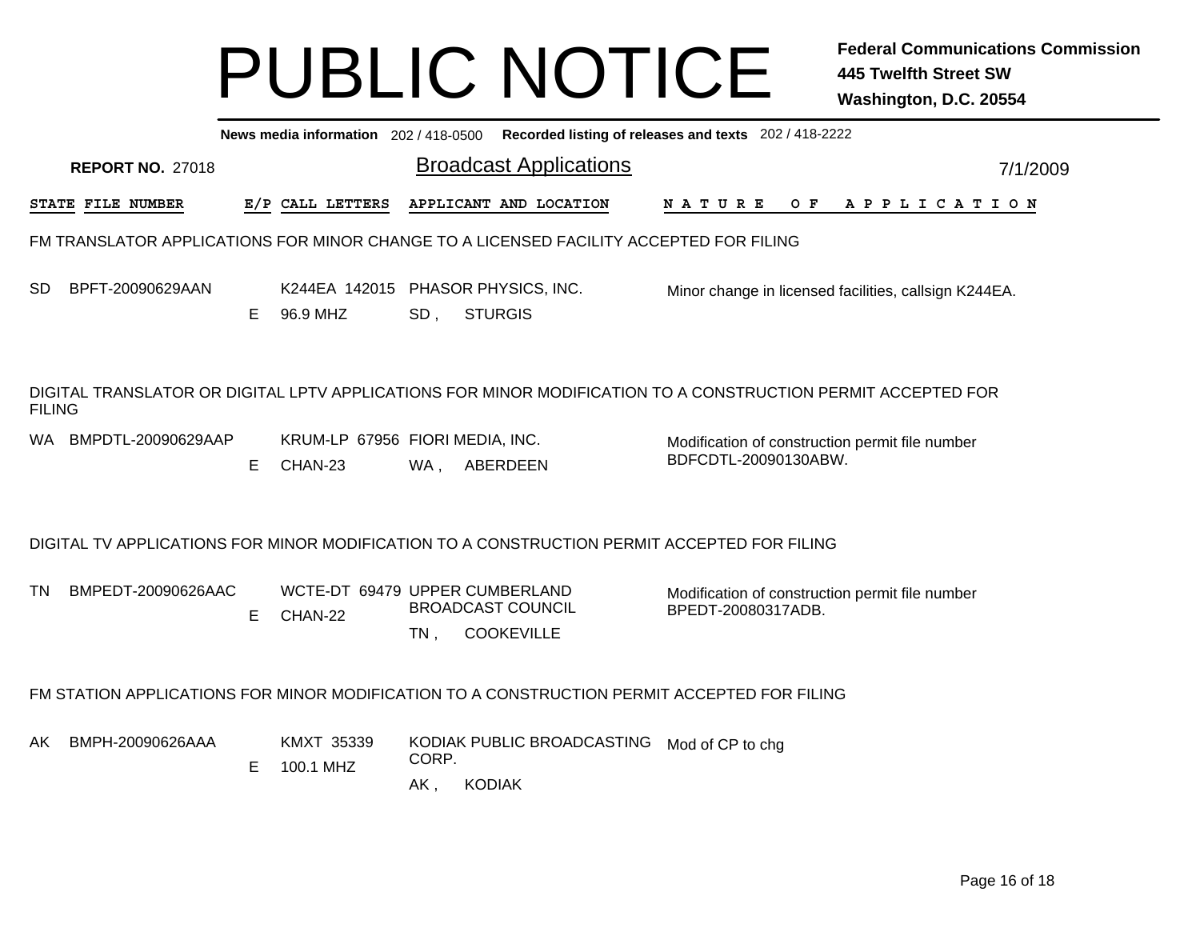# PUBLIC NOTICE

**Federal Communications Commission**
**445 Twelfth Street SW**
**Washington, D.C. 20554**

**News media information** 202 / 418-0500 **Recorded listing of releases and texts** 202 / 418-2222

**REPORT NO.** 27018

## Broadcast Applications

7/1/2009

| STATE | FILE NUMBER | E/P | CALL LETTERS | APPLICANT AND LOCATION | NATURE OF APPLICATION |
|---|---|---|---|---|---|

### FM TRANSLATOR APPLICATIONS FOR MINOR CHANGE TO A LICENSED FACILITY ACCEPTED FOR FILING

| STATE | FILE NUMBER | E/P | CALL LETTERS | APPLICANT AND LOCATION | NATURE OF APPLICATION |
|---|---|---|---|---|---|
| SD | BPFT-20090629AAN | E | K244EA 142015<br>96.9 MHZ | PHASOR PHYSICS, INC.<br>SD , STURGIS | Minor change in licensed facilities, callsign K244EA. |

### DIGITAL TRANSLATOR OR DIGITAL LPTV APPLICATIONS FOR MINOR MODIFICATION TO A CONSTRUCTION PERMIT ACCEPTED FOR FILING

| STATE | FILE NUMBER | E/P | CALL LETTERS | APPLICANT AND LOCATION | NATURE OF APPLICATION |
|---|---|---|---|---|---|
| WA | BMPDTL-20090629AAP | E | KRUM-LP 67956<br>CHAN-23 | FIORI MEDIA, INC.<br>WA , ABERDEEN | Modification of construction permit file number BDFCDTL-20090130ABW. |

### DIGITAL TV APPLICATIONS FOR MINOR MODIFICATION TO A CONSTRUCTION PERMIT ACCEPTED FOR FILING

| STATE | FILE NUMBER | E/P | CALL LETTERS | APPLICANT AND LOCATION | NATURE OF APPLICATION |
|---|---|---|---|---|---|
| TN | BMPEDT-20090626AAC | E | WCTE-DT 69479<br>CHAN-22 | UPPER CUMBERLAND BROADCAST COUNCIL<br>TN , COOKEVILLE | Modification of construction permit file number BPEDT-20080317ADB. |

### FM STATION APPLICATIONS FOR MINOR MODIFICATION TO A CONSTRUCTION PERMIT ACCEPTED FOR FILING

| STATE | FILE NUMBER | E/P | CALL LETTERS | APPLICANT AND LOCATION | NATURE OF APPLICATION |
|---|---|---|---|---|---|
| AK | BMPH-20090626AAA | E | KMXT 35339<br>100.1 MHZ | KODIAK PUBLIC BROADCASTING CORP.<br>AK , KODIAK | Mod of CP to chg |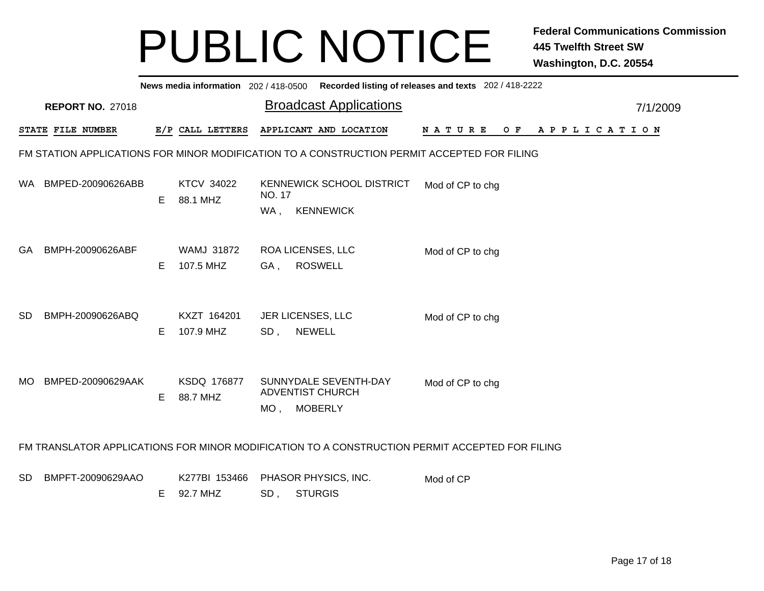# PUBLIC NOTICE

**Federal Communications Commission**
**445 Twelfth Street SW**
**Washington, D.C. 20554**

**News media information** 202 / 418-0500 **Recorded listing of releases and texts** 202 / 418-2222

**REPORT NO.** 27018

## Broadcast Applications

7/1/2009

| STATE | FILE NUMBER | E/P | CALL LETTERS | APPLICANT AND LOCATION | NATURE OF APPLICATION |
|---|---|---|---|---|---|

FM STATION APPLICATIONS FOR MINOR MODIFICATION TO A CONSTRUCTION PERMIT ACCEPTED FOR FILING

| STATE | FILE NUMBER | E/P | CALL LETTERS | APPLICANT AND LOCATION | NATURE OF APPLICATION |
|---|---|---|---|---|---|
| WA | BMPED-20090626ABB | E | KTCV 34022<br>88.1 MHZ | KENNEWICK SCHOOL DISTRICT NO. 17<br>WA , KENNEWICK | Mod of CP to chg |
| GA | BMPH-20090626ABF | E | WAMJ 31872<br>107.5 MHZ | ROA LICENSES, LLC<br>GA , ROSWELL | Mod of CP to chg |
| SD | BMPH-20090626ABQ | E | KXZT 164201<br>107.9 MHZ | JER LICENSES, LLC<br>SD , NEWELL | Mod of CP to chg |
| MO | BMPED-20090629AAK | E | KSDQ 176877<br>88.7 MHZ | SUNNYDALE SEVENTH-DAY ADVENTIST CHURCH<br>MO , MOBERLY | Mod of CP to chg |

FM TRANSLATOR APPLICATIONS FOR MINOR MODIFICATION TO A CONSTRUCTION PERMIT ACCEPTED FOR FILING

| STATE | FILE NUMBER | E/P | CALL LETTERS | APPLICANT AND LOCATION | NATURE OF APPLICATION |
|---|---|---|---|---|---|
| SD | BMPFT-20090629AAO | E | K277BI 153466<br>92.7 MHZ | PHASOR PHYSICS, INC.<br>SD , STURGIS | Mod of CP |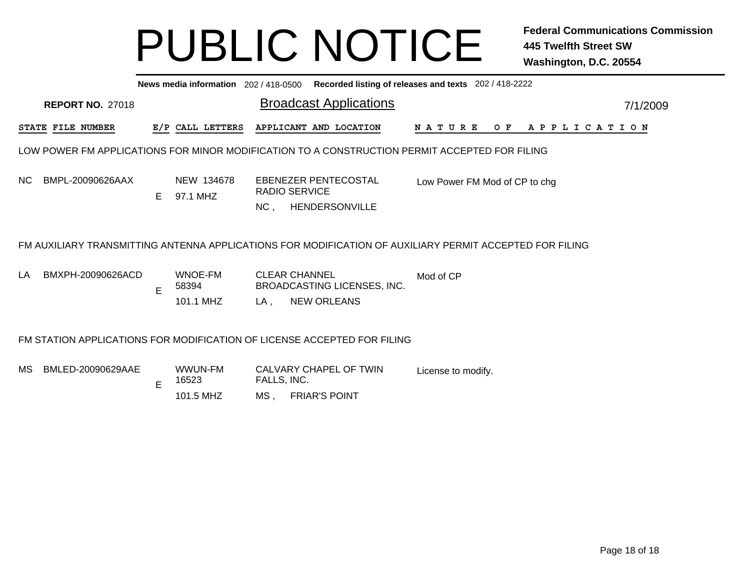# PUBLIC NOTICE

**Federal Communications Commission**
**445 Twelfth Street SW**
**Washington, D.C. 20554**

**News media information** 202 / 418-0500 **Recorded listing of releases and texts** 202 / 418-2222

**REPORT NO.** 27018

## Broadcast Applications

7/1/2009

### LOW POWER FM APPLICATIONS FOR MINOR MODIFICATION TO A CONSTRUCTION PERMIT ACCEPTED FOR FILING

| STATE | FILE NUMBER | E/P | CALL LETTERS | APPLICANT AND LOCATION | NATURE OF APPLICATION |
|---|---|---|---|---|---|
| NC | BMPL-20090626AAX | E | NEW 134678<br>97.1 MHZ | EBENEZER PENTECOSTAL RADIO SERVICE<br>NC , HENDERSONVILLE | Low Power FM Mod of CP to chg |

### FM AUXILIARY TRANSMITTING ANTENNA APPLICATIONS FOR MODIFICATION OF AUXILIARY PERMIT ACCEPTED FOR FILING

| STATE | FILE NUMBER | E/P | CALL LETTERS | APPLICANT AND LOCATION | NATURE OF APPLICATION |
|---|---|---|---|---|---|
| LA | BMXPH-20090626ACD | E | WNOE-FM<br>58394<br>101.1 MHZ | CLEAR CHANNEL BROADCASTING LICENSES, INC.<br>LA , NEW ORLEANS | Mod of CP |

### FM STATION APPLICATIONS FOR MODIFICATION OF LICENSE ACCEPTED FOR FILING

| STATE | FILE NUMBER | E/P | CALL LETTERS | APPLICANT AND LOCATION | NATURE OF APPLICATION |
|---|---|---|---|---|---|
| MS | BMLED-20090629AAE | E | WWUN-FM<br>16523<br>101.5 MHZ | CALVARY CHAPEL OF TWIN FALLS, INC.<br>MS , FRIAR'S POINT | License to modify. |